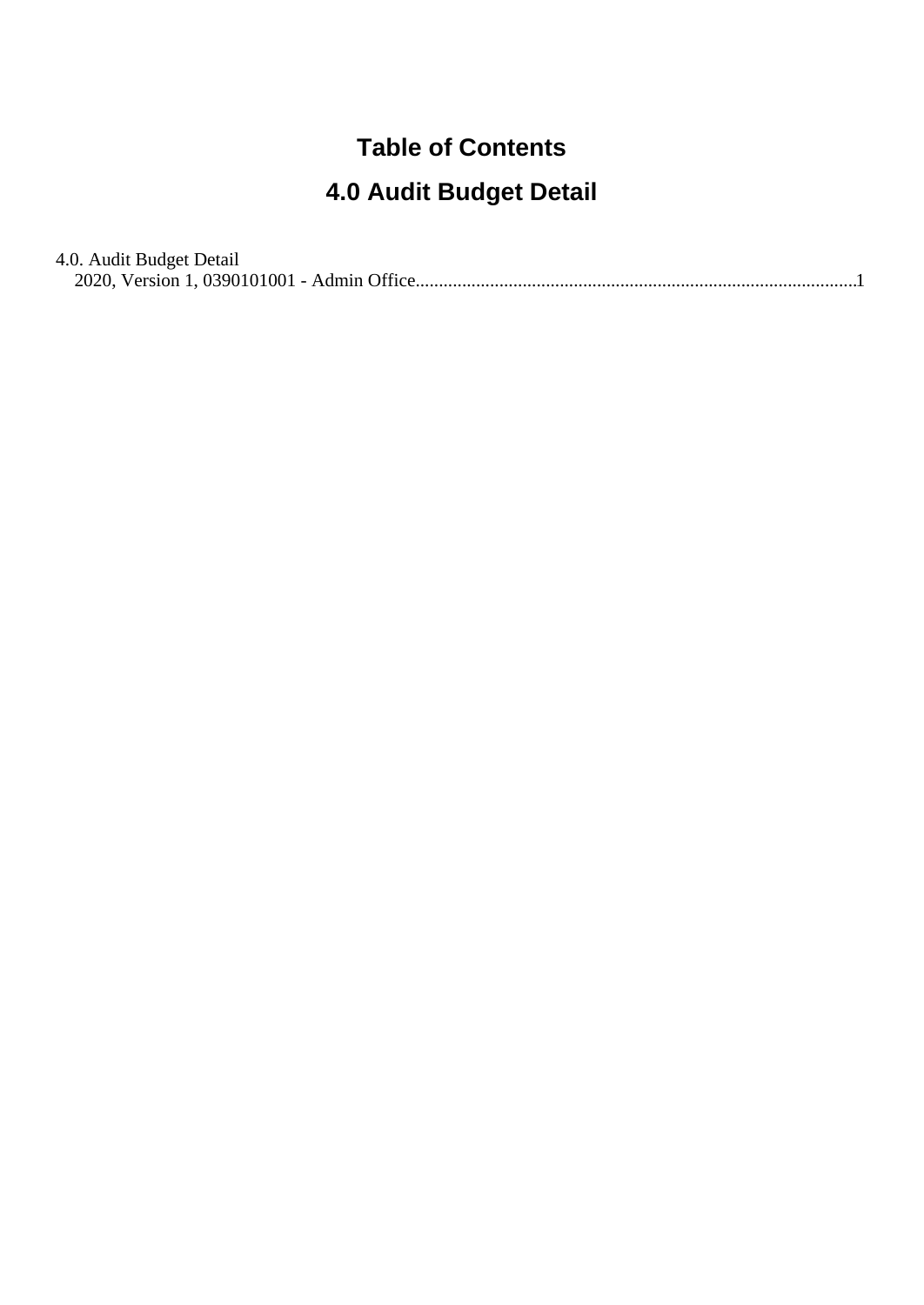# Table of Contents

## 4.0 Audit Budget Detail

4.0. Audit Budget Detail
  2020, Version 1, 0390101001 - Admin Office..........................................................................................1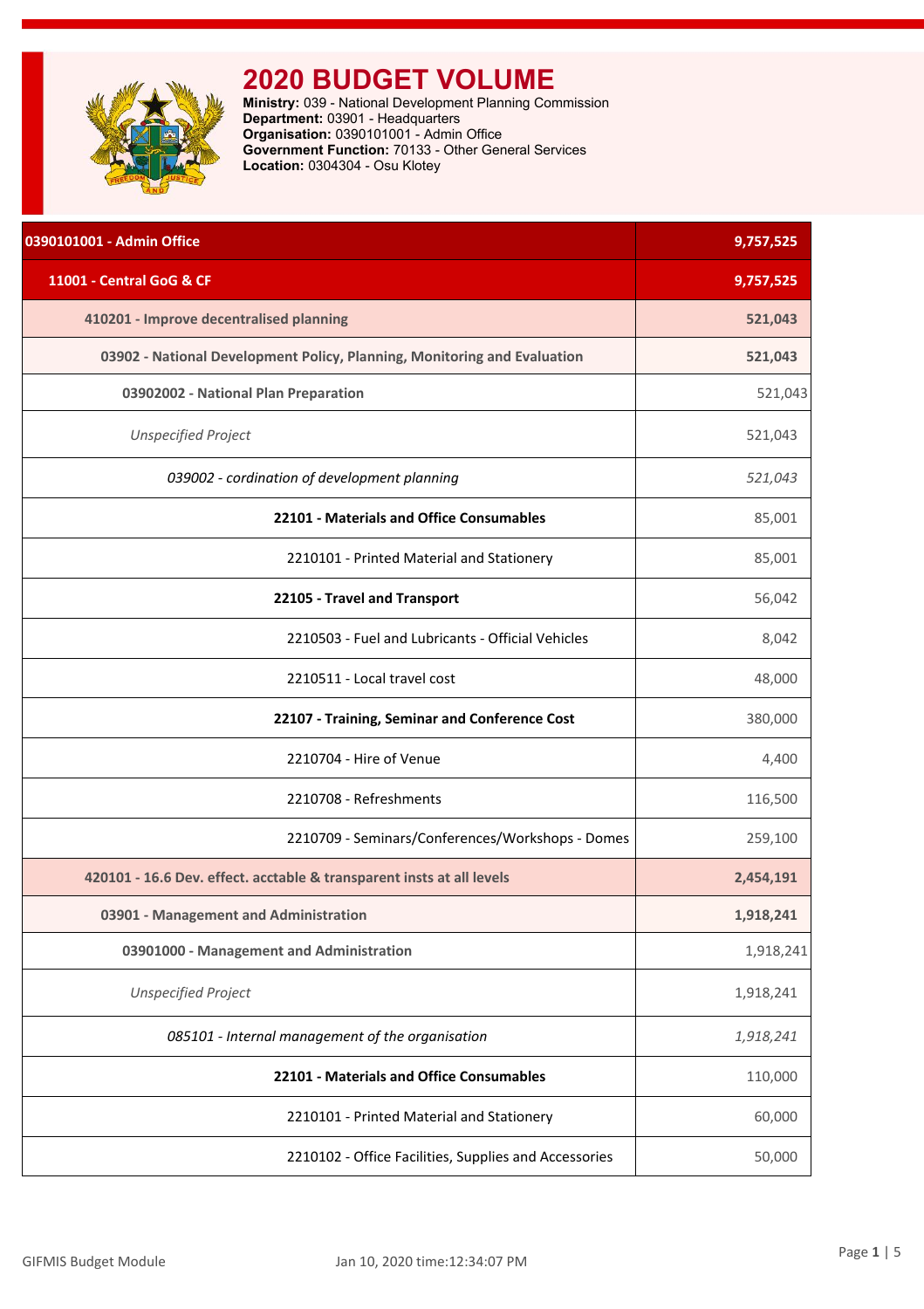# 2020 BUDGET VOLUME

**Ministry:** 039 - National Development Planning Commission
**Department:** 03901 - Headquarters
**Organisation:** 0390101001 - Admin Office
**Government Function:** 70133 - Other General Services
**Location:** 0304304 - Osu Klotey

| | |
|---|---|
| **0390101001 - Admin Office** | **9,757,525** |
| **11001 - Central GoG & CF** | **9,757,525** |
| **410201 - Improve decentralised planning** | **521,043** |
| **03902 - National Development Policy, Planning, Monitoring and Evaluation** | **521,043** |
| **03902002 - National Plan Preparation** | 521,043 |
| *Unspecified Project* | 521,043 |
| *039002 - cordination of development planning* | *521,043* |
| **22101 - Materials and Office Consumables** | 85,001 |
| 2210101 - Printed Material and Stationery | 85,001 |
| **22105 - Travel and Transport** | 56,042 |
| 2210503 - Fuel and Lubricants - Official Vehicles | 8,042 |
| 2210511 - Local travel cost | 48,000 |
| **22107 - Training, Seminar and Conference Cost** | 380,000 |
| 2210704 - Hire of Venue | 4,400 |
| 2210708 - Refreshments | 116,500 |
| 2210709 - Seminars/Conferences/Workshops - Domes | 259,100 |
| **420101 - 16.6 Dev. effect. acctable & transparent insts at all levels** | **2,454,191** |
| **03901 - Management and Administration** | **1,918,241** |
| **03901000 - Management and Administration** | 1,918,241 |
| *Unspecified Project* | 1,918,241 |
| *085101 - Internal management of the organisation* | *1,918,241* |
| **22101 - Materials and Office Consumables** | 110,000 |
| 2210101 - Printed Material and Stationery | 60,000 |
| 2210102 - Office Facilities, Supplies and Accessories | 50,000 |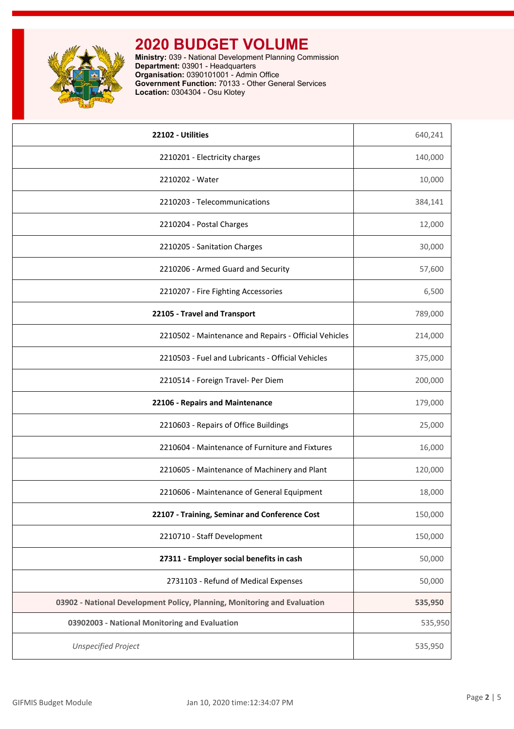# 2020 BUDGET VOLUME

**Ministry:** 039 - National Development Planning Commission
**Department:** 03901 - Headquarters
**Organisation:** 0390101001 - Admin Office
**Government Function:** 70133 - Other General Services
**Location:** 0304304 - Osu Klotey

| Item | Amount |
|---|---|
| **22102 - Utilities** | 640,241 |
| 2210201 - Electricity charges | 140,000 |
| 2210202 - Water | 10,000 |
| 2210203 - Telecommunications | 384,141 |
| 2210204 - Postal Charges | 12,000 |
| 2210205 - Sanitation Charges | 30,000 |
| 2210206 - Armed Guard and Security | 57,600 |
| 2210207 - Fire Fighting Accessories | 6,500 |
| **22105 - Travel and Transport** | 789,000 |
| 2210502 - Maintenance and Repairs - Official Vehicles | 214,000 |
| 2210503 - Fuel and Lubricants - Official Vehicles | 375,000 |
| 2210514 - Foreign Travel- Per Diem | 200,000 |
| **22106 - Repairs and Maintenance** | 179,000 |
| 2210603 - Repairs of Office Buildings | 25,000 |
| 2210604 - Maintenance of Furniture and Fixtures | 16,000 |
| 2210605 - Maintenance of Machinery and Plant | 120,000 |
| 2210606 - Maintenance of General Equipment | 18,000 |
| **22107 - Training, Seminar and Conference Cost** | 150,000 |
| 2210710 - Staff Development | 150,000 |
| **27311 - Employer social benefits in cash** | 50,000 |
| 2731103 - Refund of Medical Expenses | 50,000 |
| **03902 - National Development Policy, Planning, Monitoring and Evaluation** | **535,950** |
| **03902003 - National Monitoring and Evaluation** | 535,950 |
| *Unspecified Project* | 535,950 |

GIFMIS Budget Module — Jan 10, 2020 time:12:34:07 PM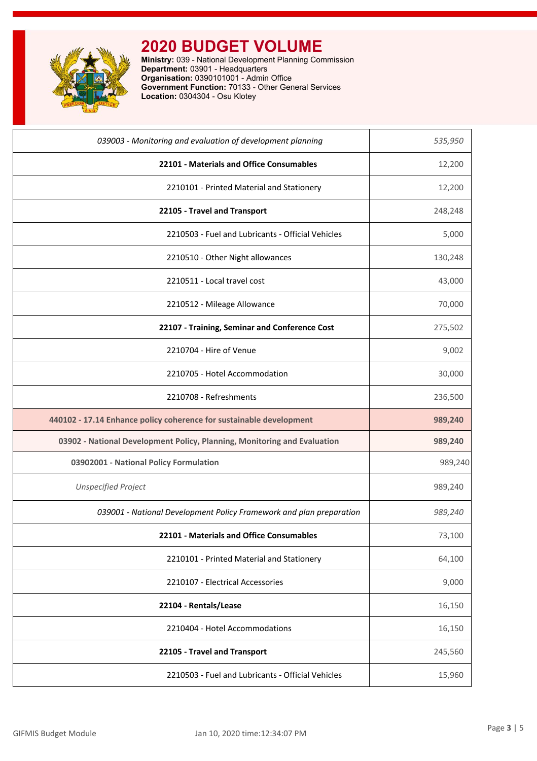# 2020 BUDGET VOLUME

**Ministry:** 039 - National Development Planning Commission
**Department:** 03901 - Headquarters
**Organisation:** 0390101001 - Admin Office
**Government Function:** 70133 - Other General Services
**Location:** 0304304 - Osu Klotey

| | |
|---|---|
| *039003 - Monitoring and evaluation of development planning* | *535,950* |
| **22101 - Materials and Office Consumables** | 12,200 |
| 2210101 - Printed Material and Stationery | 12,200 |
| **22105 - Travel and Transport** | 248,248 |
| 2210503 - Fuel and Lubricants - Official Vehicles | 5,000 |
| 2210510 - Other Night allowances | 130,248 |
| 2210511 - Local travel cost | 43,000 |
| 2210512 - Mileage Allowance | 70,000 |
| **22107 - Training, Seminar and Conference Cost** | 275,502 |
| 2210704 - Hire of Venue | 9,002 |
| 2210705 - Hotel Accommodation | 30,000 |
| 2210708 - Refreshments | 236,500 |
| **440102 - 17.14 Enhance policy coherence for sustainable development** | **989,240** |
| **03902 - National Development Policy, Planning, Monitoring and Evaluation** | **989,240** |
| **03902001 - National Policy Formulation** | 989,240 |
| *Unspecified Project* | 989,240 |
| *039001 - National Development Policy Framework and plan preparation* | *989,240* |
| **22101 - Materials and Office Consumables** | 73,100 |
| 2210101 - Printed Material and Stationery | 64,100 |
| 2210107 - Electrical Accessories | 9,000 |
| **22104 - Rentals/Lease** | 16,150 |
| 2210404 - Hotel Accommodations | 16,150 |
| **22105 - Travel and Transport** | 245,560 |
| 2210503 - Fuel and Lubricants - Official Vehicles | 15,960 |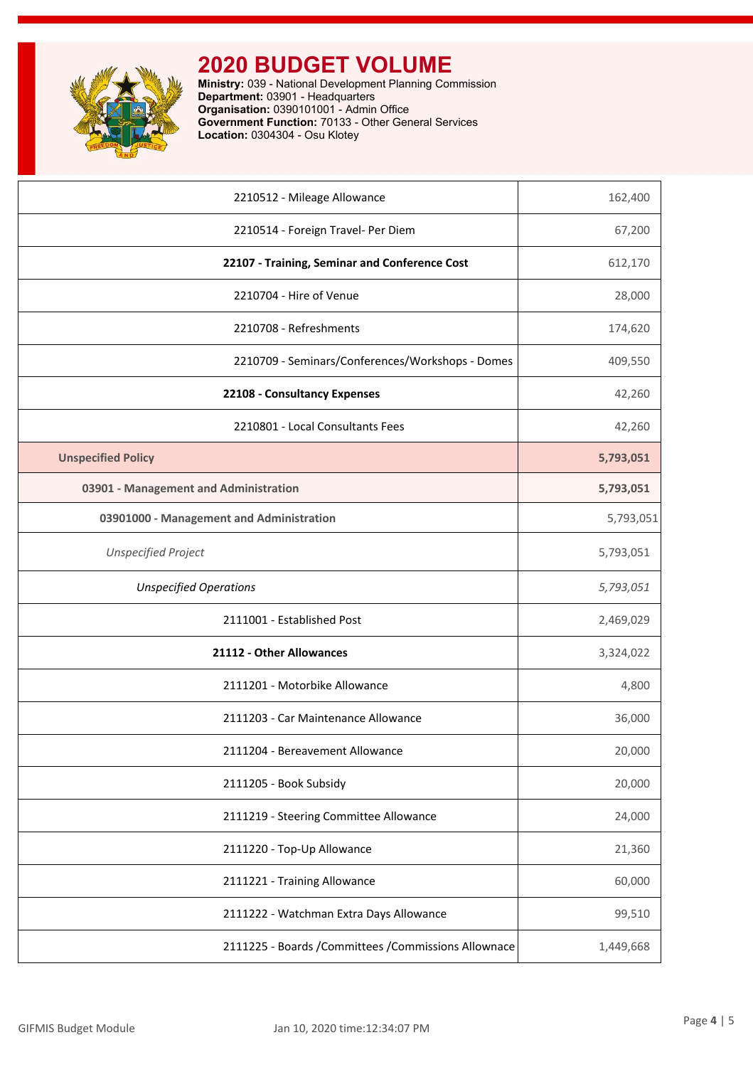# 2020 BUDGET VOLUME

**Ministry:** 039 - National Development Planning Commission
**Department:** 03901 - Headquarters
**Organisation:** 0390101001 - Admin Office
**Government Function:** 70133 - Other General Services
**Location:** 0304304 - Osu Klotey

| | |
|---|---|
| 2210512 - Mileage Allowance | 162,400 |
| 2210514 - Foreign Travel- Per Diem | 67,200 |
| **22107 - Training, Seminar and Conference Cost** | 612,170 |
| 2210704 - Hire of Venue | 28,000 |
| 2210708 - Refreshments | 174,620 |
| 2210709 - Seminars/Conferences/Workshops - Domes | 409,550 |
| **22108 - Consultancy Expenses** | 42,260 |
| 2210801 - Local Consultants Fees | 42,260 |
| **Unspecified Policy** | **5,793,051** |
| **03901 - Management and Administration** | **5,793,051** |
| **03901000 - Management and Administration** | 5,793,051 |
| *Unspecified Project* | 5,793,051 |
| *Unspecified Operations* | *5,793,051* |
| 2111001 - Established Post | 2,469,029 |
| **21112 - Other Allowances** | 3,324,022 |
| 2111201 - Motorbike Allowance | 4,800 |
| 2111203 - Car Maintenance Allowance | 36,000 |
| 2111204 - Bereavement Allowance | 20,000 |
| 2111205 - Book Subsidy | 20,000 |
| 2111219 - Steering Committee Allowance | 24,000 |
| 2111220 - Top-Up Allowance | 21,360 |
| 2111221 - Training Allowance | 60,000 |
| 2111222 - Watchman Extra Days Allowance | 99,510 |
| 2111225 - Boards /Committees /Commissions Allowance | 1,449,668 |

GIFMIS Budget Module — Jan 10, 2020 time:12:34:07 PM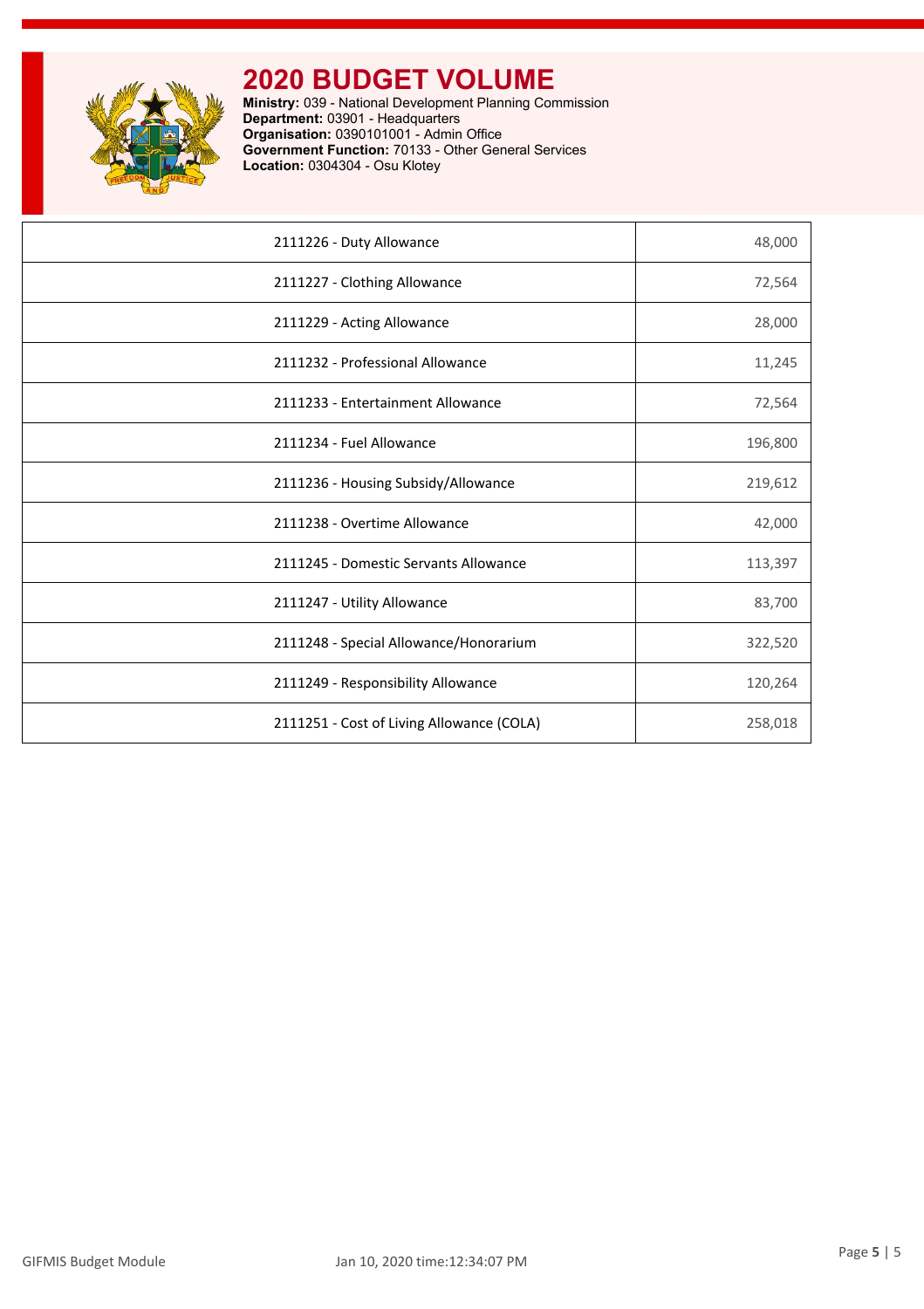# 2020 BUDGET VOLUME

**Ministry:** 039 - National Development Planning Commission
**Department:** 03901 - Headquarters
**Organisation:** 0390101001 - Admin Office
**Government Function:** 70133 - Other General Services
**Location:** 0304304 - Osu Klotey

| | |
|---|---|
| 2111226 - Duty Allowance | 48,000 |
| 2111227 - Clothing Allowance | 72,564 |
| 2111229 - Acting Allowance | 28,000 |
| 2111232 - Professional Allowance | 11,245 |
| 2111233 - Entertainment Allowance | 72,564 |
| 2111234 - Fuel Allowance | 196,800 |
| 2111236 - Housing Subsidy/Allowance | 219,612 |
| 2111238 - Overtime Allowance | 42,000 |
| 2111245 - Domestic Servants Allowance | 113,397 |
| 2111247 - Utility Allowance | 83,700 |
| 2111248 - Special Allowance/Honorarium | 322,520 |
| 2111249 - Responsibility Allowance | 120,264 |
| 2111251 - Cost of Living Allowance (COLA) | 258,018 |

GIFMIS Budget Module Jan 10, 2020 time:12:34:07 PM